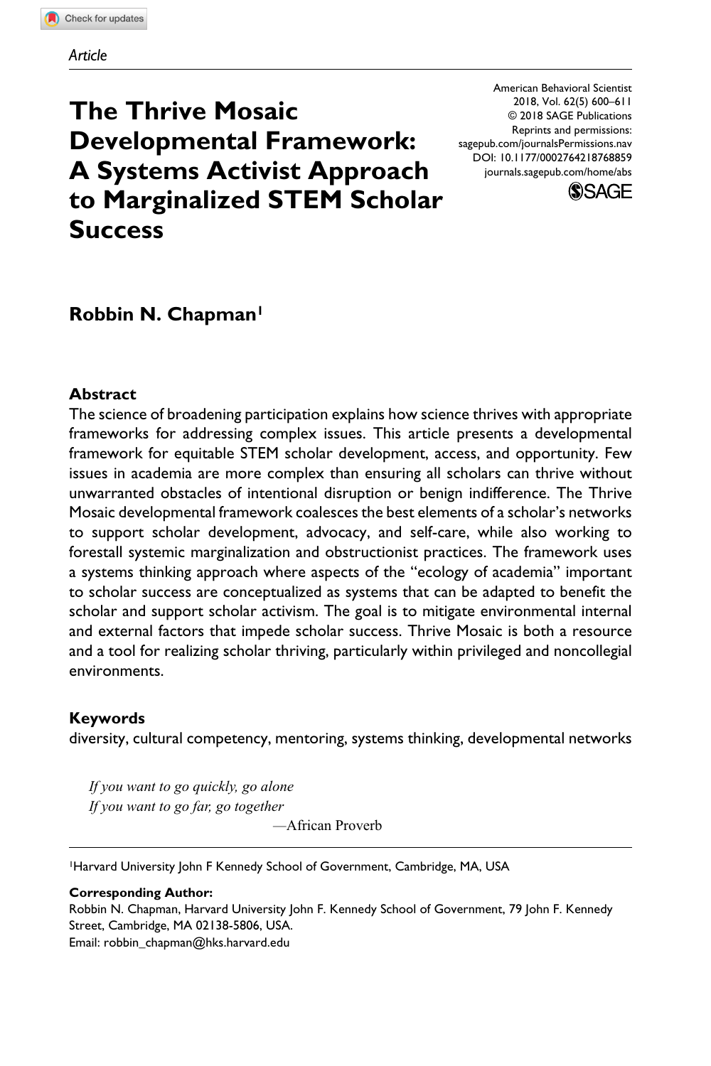*Article*

# The Thrive Mosaic Developmental Framework: A Systems Activist Approach to Marginalized STEM Scholar Success

American Behavioral Scientist
2018, Vol. 62(5) 600–611
© 2018 SAGE Publications
Reprints and permissions:
sagepub.com/journalsPermissions.nav
DOI: 10.1177/0002764218768859
journals.sagepub.com/home/abs

**Robbin N. Chapman**[1]

## Abstract

The science of broadening participation explains how science thrives with appropriate frameworks for addressing complex issues. This article presents a developmental framework for equitable STEM scholar development, access, and opportunity. Few issues in academia are more complex than ensuring all scholars can thrive without unwarranted obstacles of intentional disruption or benign indifference. The Thrive Mosaic developmental framework coalesces the best elements of a scholar's networks to support scholar development, advocacy, and self-care, while also working to forestall systemic marginalization and obstructionist practices. The framework uses a systems thinking approach where aspects of the "ecology of academia" important to scholar success are conceptualized as systems that can be adapted to benefit the scholar and support scholar activism. The goal is to mitigate environmental internal and external factors that impede scholar success. Thrive Mosaic is both a resource and a tool for realizing scholar thriving, particularly within privileged and noncollegial environments.

## Keywords

diversity, cultural competency, mentoring, systems thinking, developmental networks

> *If you want to go quickly, go alone*
> *If you want to go far, go together*
> —African Proverb

[1]Harvard University John F Kennedy School of Government, Cambridge, MA, USA

**Corresponding Author:**
Robbin N. Chapman, Harvard University John F. Kennedy School of Government, 79 John F. Kennedy Street, Cambridge, MA 02138-5806, USA.
Email: robbin_chapman@hks.harvard.edu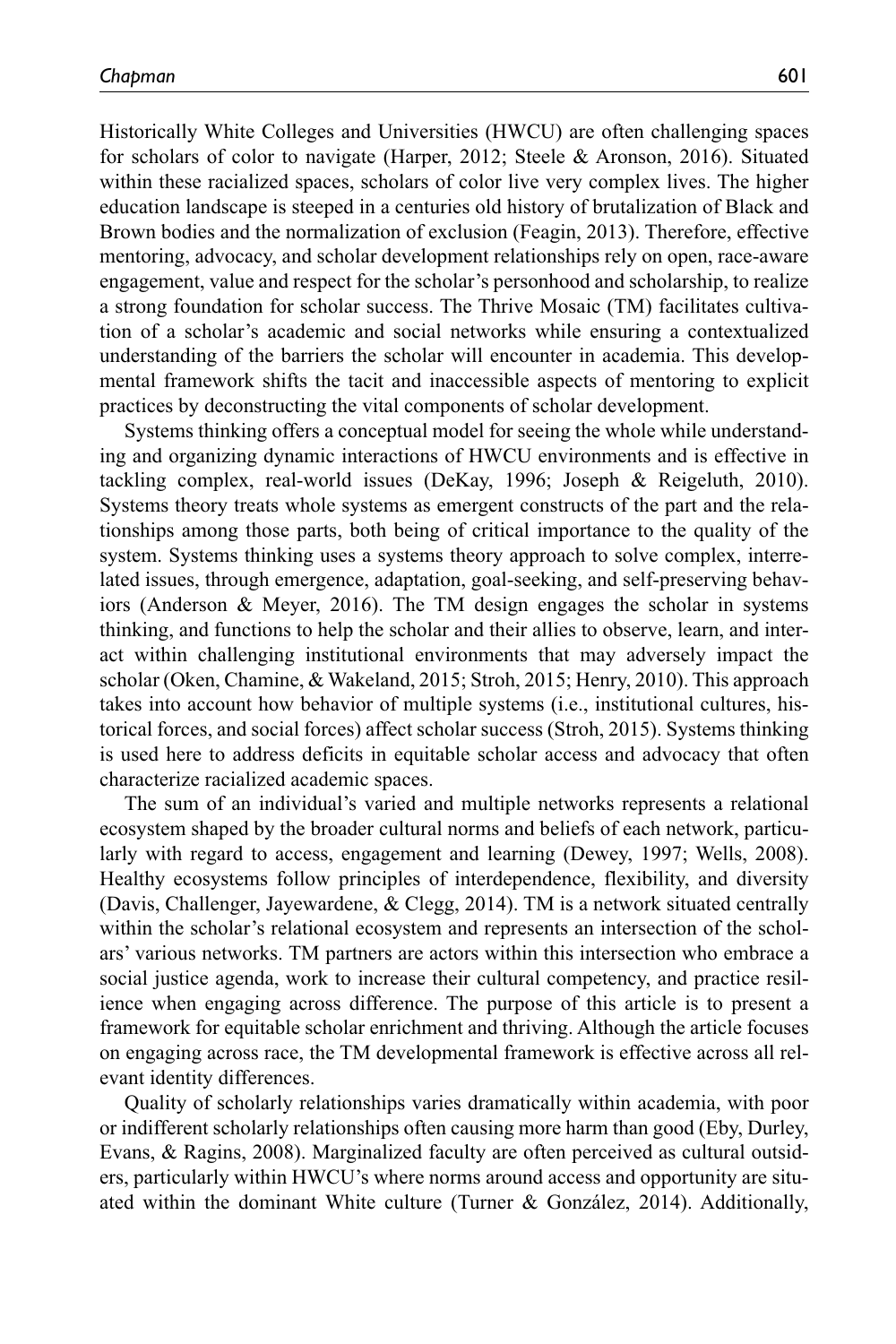Historically White Colleges and Universities (HWCU) are often challenging spaces for scholars of color to navigate (Harper, 2012; Steele & Aronson, 2016). Situated within these racialized spaces, scholars of color live very complex lives. The higher education landscape is steeped in a centuries old history of brutalization of Black and Brown bodies and the normalization of exclusion (Feagin, 2013). Therefore, effective mentoring, advocacy, and scholar development relationships rely on open, race-aware engagement, value and respect for the scholar's personhood and scholarship, to realize a strong foundation for scholar success. The Thrive Mosaic (TM) facilitates cultivation of a scholar's academic and social networks while ensuring a contextualized understanding of the barriers the scholar will encounter in academia. This developmental framework shifts the tacit and inaccessible aspects of mentoring to explicit practices by deconstructing the vital components of scholar development.

Systems thinking offers a conceptual model for seeing the whole while understanding and organizing dynamic interactions of HWCU environments and is effective in tackling complex, real-world issues (DeKay, 1996; Joseph & Reigeluth, 2010). Systems theory treats whole systems as emergent constructs of the part and the relationships among those parts, both being of critical importance to the quality of the system. Systems thinking uses a systems theory approach to solve complex, interrelated issues, through emergence, adaptation, goal-seeking, and self-preserving behaviors (Anderson & Meyer, 2016). The TM design engages the scholar in systems thinking, and functions to help the scholar and their allies to observe, learn, and interact within challenging institutional environments that may adversely impact the scholar (Oken, Chamine, & Wakeland, 2015; Stroh, 2015; Henry, 2010). This approach takes into account how behavior of multiple systems (i.e., institutional cultures, historical forces, and social forces) affect scholar success (Stroh, 2015). Systems thinking is used here to address deficits in equitable scholar access and advocacy that often characterize racialized academic spaces.

The sum of an individual's varied and multiple networks represents a relational ecosystem shaped by the broader cultural norms and beliefs of each network, particularly with regard to access, engagement and learning (Dewey, 1997; Wells, 2008). Healthy ecosystems follow principles of interdependence, flexibility, and diversity (Davis, Challenger, Jayewardene, & Clegg, 2014). TM is a network situated centrally within the scholar's relational ecosystem and represents an intersection of the scholars' various networks. TM partners are actors within this intersection who embrace a social justice agenda, work to increase their cultural competency, and practice resilience when engaging across difference. The purpose of this article is to present a framework for equitable scholar enrichment and thriving. Although the article focuses on engaging across race, the TM developmental framework is effective across all relevant identity differences.

Quality of scholarly relationships varies dramatically within academia, with poor or indifferent scholarly relationships often causing more harm than good (Eby, Durley, Evans, & Ragins, 2008). Marginalized faculty are often perceived as cultural outsiders, particularly within HWCU's where norms around access and opportunity are situated within the dominant White culture (Turner & González, 2014). Additionally,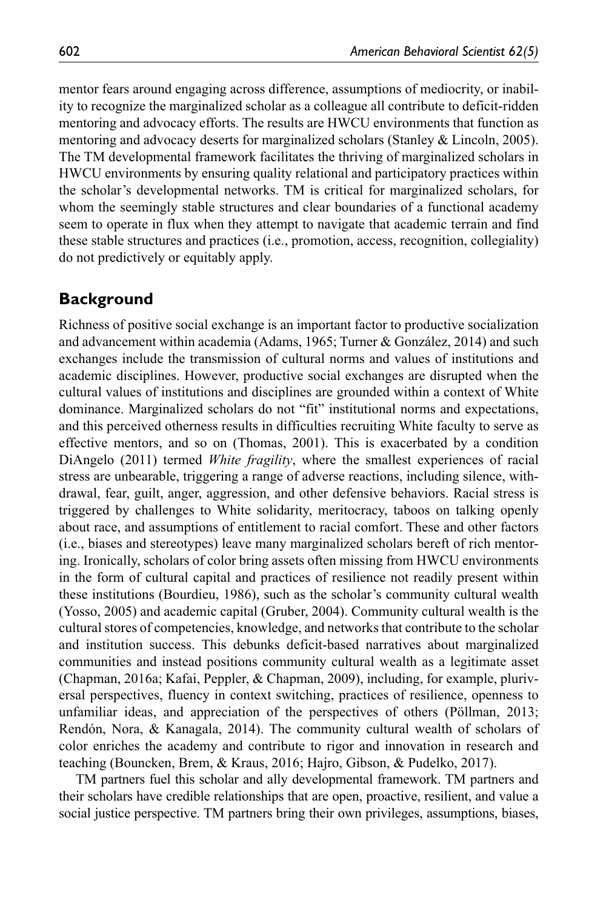mentor fears around engaging across difference, assumptions of mediocrity, or inability to recognize the marginalized scholar as a colleague all contribute to deficit-ridden mentoring and advocacy efforts. The results are HWCU environments that function as mentoring and advocacy deserts for marginalized scholars (Stanley & Lincoln, 2005). The TM developmental framework facilitates the thriving of marginalized scholars in HWCU environments by ensuring quality relational and participatory practices within the scholar's developmental networks. TM is critical for marginalized scholars, for whom the seemingly stable structures and clear boundaries of a functional academy seem to operate in flux when they attempt to navigate that academic terrain and find these stable structures and practices (i.e., promotion, access, recognition, collegiality) do not predictively or equitably apply.

## Background

Richness of positive social exchange is an important factor to productive socialization and advancement within academia (Adams, 1965; Turner & González, 2014) and such exchanges include the transmission of cultural norms and values of institutions and academic disciplines. However, productive social exchanges are disrupted when the cultural values of institutions and disciplines are grounded within a context of White dominance. Marginalized scholars do not "fit" institutional norms and expectations, and this perceived otherness results in difficulties recruiting White faculty to serve as effective mentors, and so on (Thomas, 2001). This is exacerbated by a condition DiAngelo (2011) termed *White fragility*, where the smallest experiences of racial stress are unbearable, triggering a range of adverse reactions, including silence, withdrawal, fear, guilt, anger, aggression, and other defensive behaviors. Racial stress is triggered by challenges to White solidarity, meritocracy, taboos on talking openly about race, and assumptions of entitlement to racial comfort. These and other factors (i.e., biases and stereotypes) leave many marginalized scholars bereft of rich mentoring. Ironically, scholars of color bring assets often missing from HWCU environments in the form of cultural capital and practices of resilience not readily present within these institutions (Bourdieu, 1986), such as the scholar's community cultural wealth (Yosso, 2005) and academic capital (Gruber, 2004). Community cultural wealth is the cultural stores of competencies, knowledge, and networks that contribute to the scholar and institution success. This debunks deficit-based narratives about marginalized communities and instead positions community cultural wealth as a legitimate asset (Chapman, 2016a; Kafai, Peppler, & Chapman, 2009), including, for example, pluriversal perspectives, fluency in context switching, practices of resilience, openness to unfamiliar ideas, and appreciation of the perspectives of others (Pöllman, 2013; Rendón, Nora, & Kanagala, 2014). The community cultural wealth of scholars of color enriches the academy and contribute to rigor and innovation in research and teaching (Bouncken, Brem, & Kraus, 2016; Hajro, Gibson, & Pudelko, 2017).

TM partners fuel this scholar and ally developmental framework. TM partners and their scholars have credible relationships that are open, proactive, resilient, and value a social justice perspective. TM partners bring their own privileges, assumptions, biases,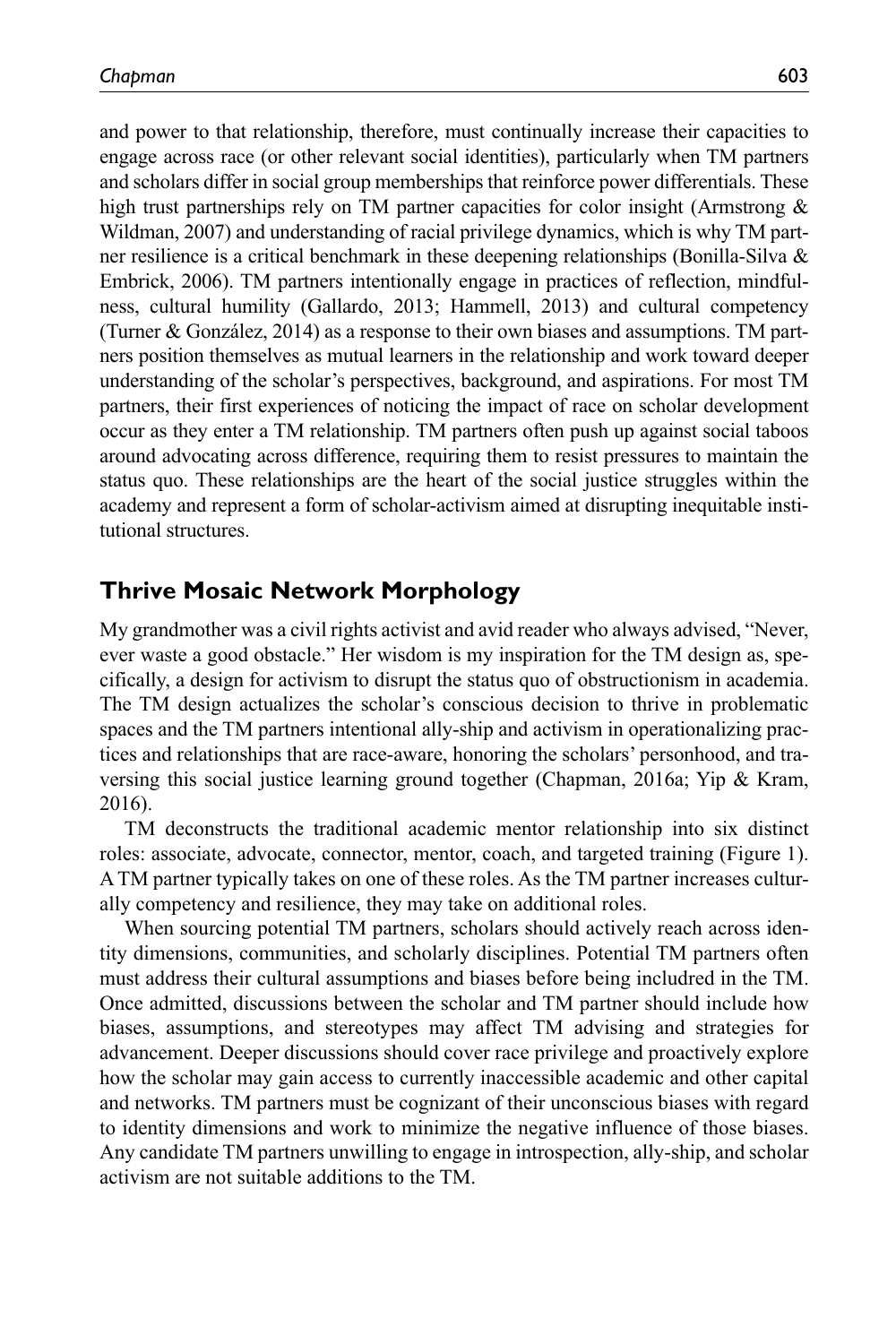and power to that relationship, therefore, must continually increase their capacities to engage across race (or other relevant social identities), particularly when TM partners and scholars differ in social group memberships that reinforce power differentials. These high trust partnerships rely on TM partner capacities for color insight (Armstrong & Wildman, 2007) and understanding of racial privilege dynamics, which is why TM partner resilience is a critical benchmark in these deepening relationships (Bonilla-Silva & Embrick, 2006). TM partners intentionally engage in practices of reflection, mindfulness, cultural humility (Gallardo, 2013; Hammell, 2013) and cultural competency (Turner & González, 2014) as a response to their own biases and assumptions. TM partners position themselves as mutual learners in the relationship and work toward deeper understanding of the scholar's perspectives, background, and aspirations. For most TM partners, their first experiences of noticing the impact of race on scholar development occur as they enter a TM relationship. TM partners often push up against social taboos around advocating across difference, requiring them to resist pressures to maintain the status quo. These relationships are the heart of the social justice struggles within the academy and represent a form of scholar-activism aimed at disrupting inequitable institutional structures.

## Thrive Mosaic Network Morphology

My grandmother was a civil rights activist and avid reader who always advised, "Never, ever waste a good obstacle." Her wisdom is my inspiration for the TM design as, specifically, a design for activism to disrupt the status quo of obstructionism in academia. The TM design actualizes the scholar's conscious decision to thrive in problematic spaces and the TM partners intentional ally-ship and activism in operationalizing practices and relationships that are race-aware, honoring the scholars' personhood, and traversing this social justice learning ground together (Chapman, 2016a; Yip & Kram, 2016).

TM deconstructs the traditional academic mentor relationship into six distinct roles: associate, advocate, connector, mentor, coach, and targeted training (Figure 1). A TM partner typically takes on one of these roles. As the TM partner increases culturally competency and resilience, they may take on additional roles.

When sourcing potential TM partners, scholars should actively reach across identity dimensions, communities, and scholarly disciplines. Potential TM partners often must address their cultural assumptions and biases before being includred in the TM. Once admitted, discussions between the scholar and TM partner should include how biases, assumptions, and stereotypes may affect TM advising and strategies for advancement. Deeper discussions should cover race privilege and proactively explore how the scholar may gain access to currently inaccessible academic and other capital and networks. TM partners must be cognizant of their unconscious biases with regard to identity dimensions and work to minimize the negative influence of those biases. Any candidate TM partners unwilling to engage in introspection, ally-ship, and scholar activism are not suitable additions to the TM.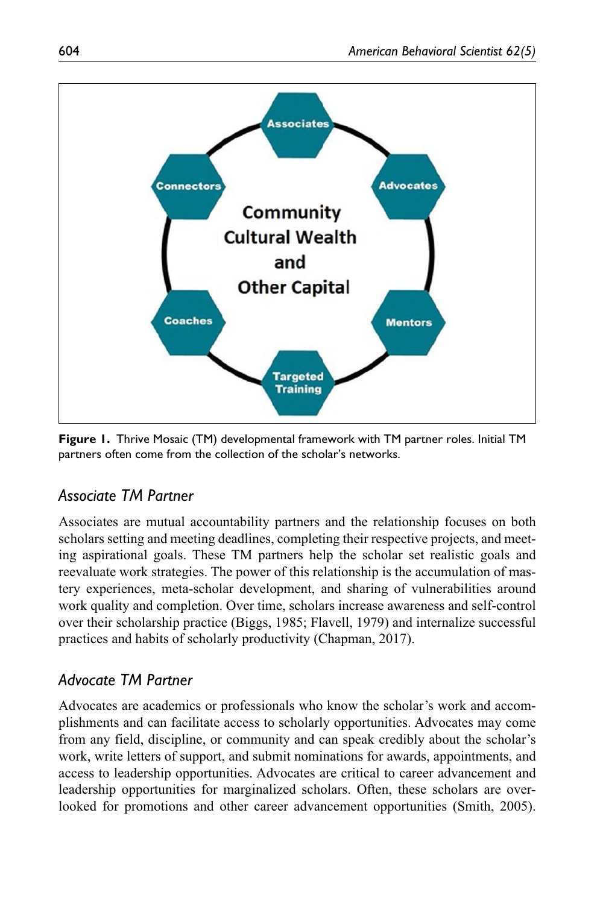Associates

Advocates

Mentors

Targeted Training

Coaches

Connectors

Community Cultural Wealth and Other Capital

**Figure 1.** Thrive Mosaic (TM) developmental framework with TM partner roles. Initial TM partners often come from the collection of the scholar's networks.

## *Associate TM Partner*

Associates are mutual accountability partners and the relationship focuses on both scholars setting and meeting deadlines, completing their respective projects, and meeting aspirational goals. These TM partners help the scholar set realistic goals and reevaluate work strategies. The power of this relationship is the accumulation of mastery experiences, meta-scholar development, and sharing of vulnerabilities around work quality and completion. Over time, scholars increase awareness and self-control over their scholarship practice (Biggs, 1985; Flavell, 1979) and internalize successful practices and habits of scholarly productivity (Chapman, 2017).

## *Advocate TM Partner*

Advocates are academics or professionals who know the scholar's work and accomplishments and can facilitate access to scholarly opportunities. Advocates may come from any field, discipline, or community and can speak credibly about the scholar's work, write letters of support, and submit nominations for awards, appointments, and access to leadership opportunities. Advocates are critical to career advancement and leadership opportunities for marginalized scholars. Often, these scholars are overlooked for promotions and other career advancement opportunities (Smith, 2005).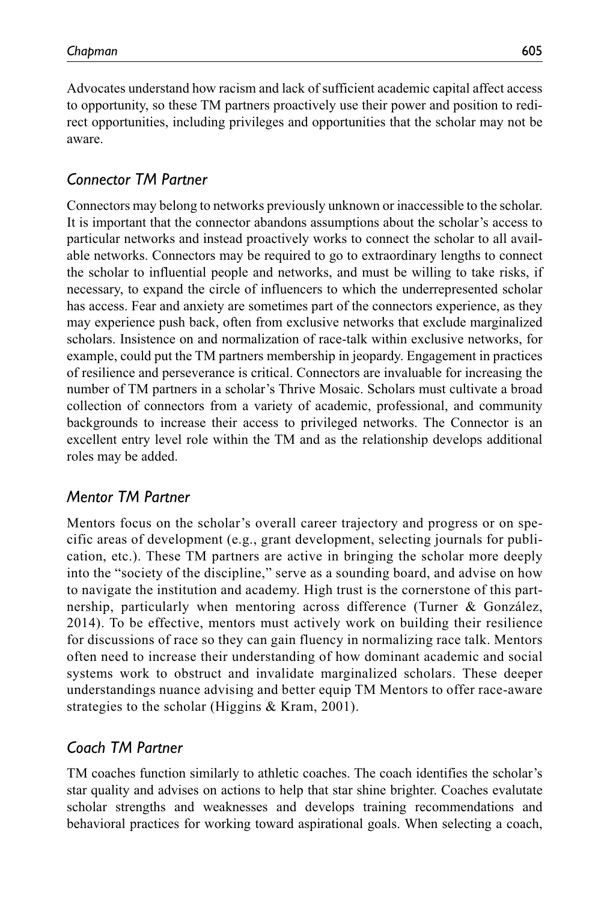Advocates understand how racism and lack of sufficient academic capital affect access to opportunity, so these TM partners proactively use their power and position to redirect opportunities, including privileges and opportunities that the scholar may not be aware.

## *Connector TM Partner*

Connectors may belong to networks previously unknown or inaccessible to the scholar. It is important that the connector abandons assumptions about the scholar's access to particular networks and instead proactively works to connect the scholar to all available networks. Connectors may be required to go to extraordinary lengths to connect the scholar to influential people and networks, and must be willing to take risks, if necessary, to expand the circle of influencers to which the underrepresented scholar has access. Fear and anxiety are sometimes part of the connectors experience, as they may experience push back, often from exclusive networks that exclude marginalized scholars. Insistence on and normalization of race-talk within exclusive networks, for example, could put the TM partners membership in jeopardy. Engagement in practices of resilience and perseverance is critical. Connectors are invaluable for increasing the number of TM partners in a scholar's Thrive Mosaic. Scholars must cultivate a broad collection of connectors from a variety of academic, professional, and community backgrounds to increase their access to privileged networks. The Connector is an excellent entry level role within the TM and as the relationship develops additional roles may be added.

## *Mentor TM Partner*

Mentors focus on the scholar's overall career trajectory and progress or on specific areas of development (e.g., grant development, selecting journals for publication, etc.). These TM partners are active in bringing the scholar more deeply into the "society of the discipline," serve as a sounding board, and advise on how to navigate the institution and academy. High trust is the cornerstone of this partnership, particularly when mentoring across difference (Turner & González, 2014). To be effective, mentors must actively work on building their resilience for discussions of race so they can gain fluency in normalizing race talk. Mentors often need to increase their understanding of how dominant academic and social systems work to obstruct and invalidate marginalized scholars. These deeper understandings nuance advising and better equip TM Mentors to offer race-aware strategies to the scholar (Higgins & Kram, 2001).

## *Coach TM Partner*

TM coaches function similarly to athletic coaches. The coach identifies the scholar's star quality and advises on actions to help that star shine brighter. Coaches evalutate scholar strengths and weaknesses and develops training recommendations and behavioral practices for working toward aspirational goals. When selecting a coach,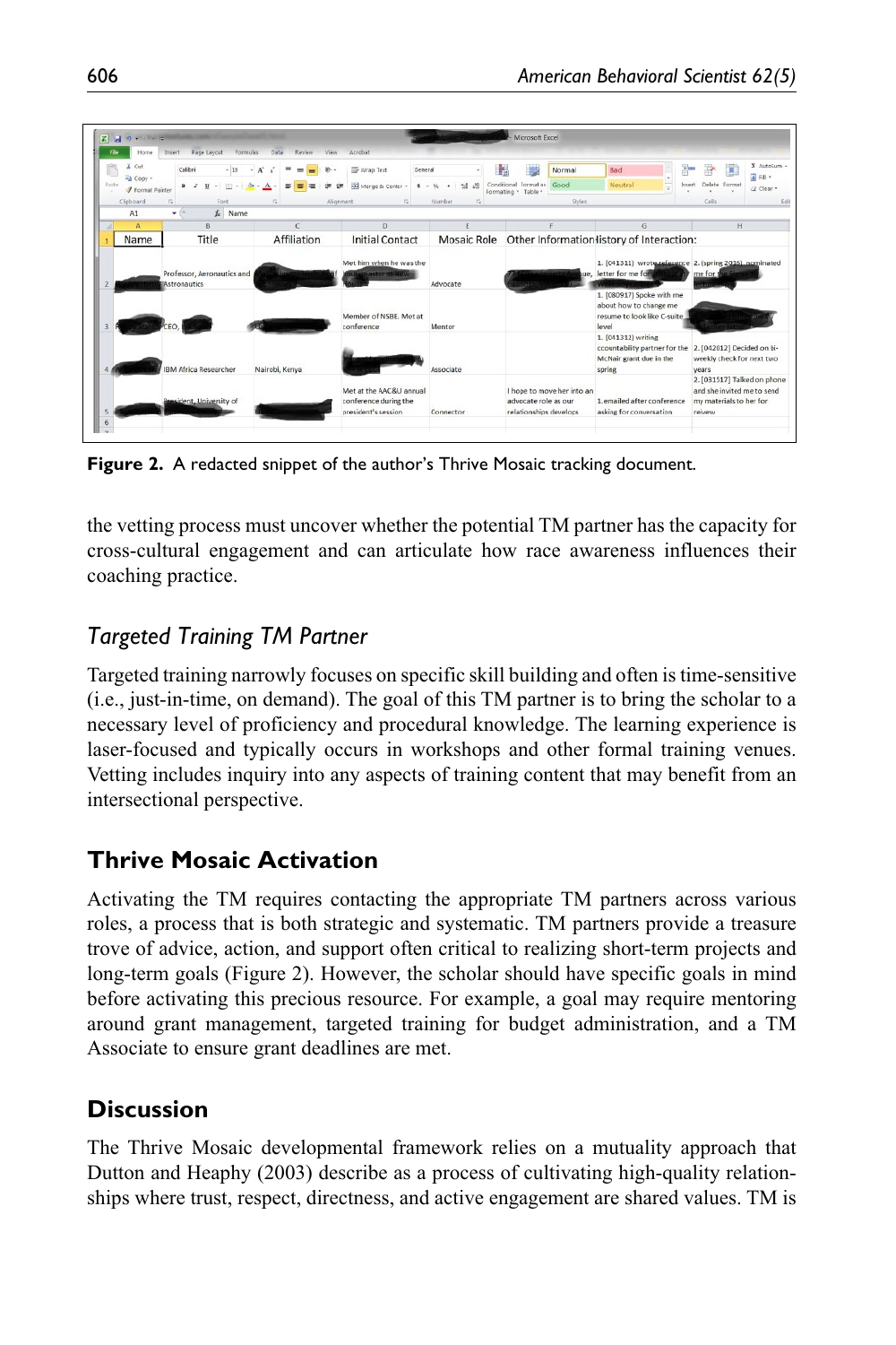Figure 2. A redacted snippet of the author's Thrive Mosaic tracking document.

the vetting process must uncover whether the potential TM partner has the capacity for cross-cultural engagement and can articulate how race awareness influences their coaching practice.

### *Targeted Training TM Partner*

Targeted training narrowly focuses on specific skill building and often is time-sensitive (i.e., just-in-time, on demand). The goal of this TM partner is to bring the scholar to a necessary level of proficiency and procedural knowledge. The learning experience is laser-focused and typically occurs in workshops and other formal training venues. Vetting includes inquiry into any aspects of training content that may benefit from an intersectional perspective.

## Thrive Mosaic Activation

Activating the TM requires contacting the appropriate TM partners across various roles, a process that is both strategic and systematic. TM partners provide a treasure trove of advice, action, and support often critical to realizing short-term projects and long-term goals (Figure 2). However, the scholar should have specific goals in mind before activating this precious resource. For example, a goal may require mentoring around grant management, targeted training for budget administration, and a TM Associate to ensure grant deadlines are met.

## Discussion

The Thrive Mosaic developmental framework relies on a mutuality approach that Dutton and Heaphy (2003) describe as a process of cultivating high-quality relationships where trust, respect, directness, and active engagement are shared values. TM is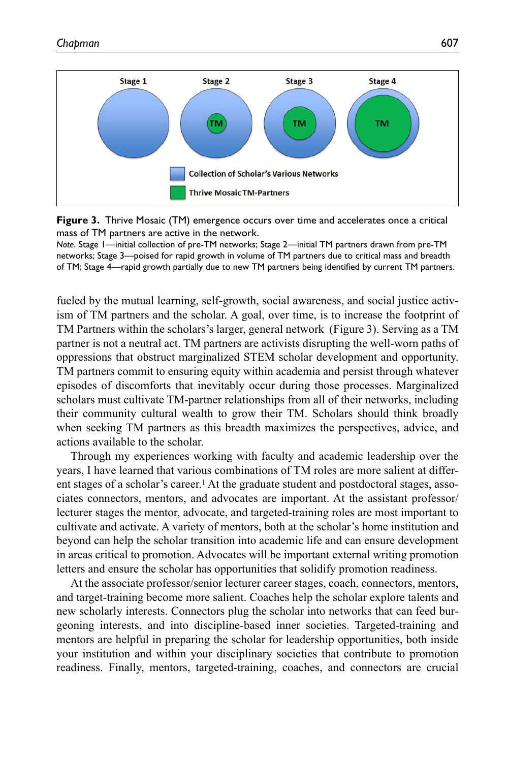Stage 1

Stage 2

Stage 3

Stage 4

TM

TM

TM

Collection of Scholar's Various Networks

Thrive Mosaic TM-Partners

**Figure 3.** Thrive Mosaic (TM) emergence occurs over time and accelerates once a critical mass of TM partners are active in the network.

*Note*. Stage 1—initial collection of pre-TM networks; Stage 2—initial TM partners drawn from pre-TM networks; Stage 3—poised for rapid growth in volume of TM partners due to critical mass and breadth of TM; Stage 4—rapid growth partially due to new TM partners being identified by current TM partners.

fueled by the mutual learning, self-growth, social awareness, and social justice activism of TM partners and the scholar. A goal, over time, is to increase the footprint of TM Partners within the scholars's larger, general network (Figure 3). Serving as a TM partner is not a neutral act. TM partners are activists disrupting the well-worn paths of oppressions that obstruct marginalized STEM scholar development and opportunity. TM partners commit to ensuring equity within academia and persist through whatever episodes of discomforts that inevitably occur during those processes. Marginalized scholars must cultivate TM-partner relationships from all of their networks, including their community cultural wealth to grow their TM. Scholars should think broadly when seeking TM partners as this breadth maximizes the perspectives, advice, and actions available to the scholar.

Through my experiences working with faculty and academic leadership over the years, I have learned that various combinations of TM roles are more salient at different stages of a scholar's career.[1] At the graduate student and postdoctoral stages, associates connectors, mentors, and advocates are important. At the assistant professor/lecturer stages the mentor, advocate, and targeted-training roles are most important to cultivate and activate. A variety of mentors, both at the scholar's home institution and beyond can help the scholar transition into academic life and can ensure development in areas critical to promotion. Advocates will be important external writing promotion letters and ensure the scholar has opportunities that solidify promotion readiness.

At the associate professor/senior lecturer career stages, coach, connectors, mentors, and target-training become more salient. Coaches help the scholar explore talents and new scholarly interests. Connectors plug the scholar into networks that can feed burgeoning interests, and into discipline-based inner societies. Targeted-training and mentors are helpful in preparing the scholar for leadership opportunities, both inside your institution and within your disciplinary societies that contribute to promotion readiness. Finally, mentors, targeted-training, coaches, and connectors are crucial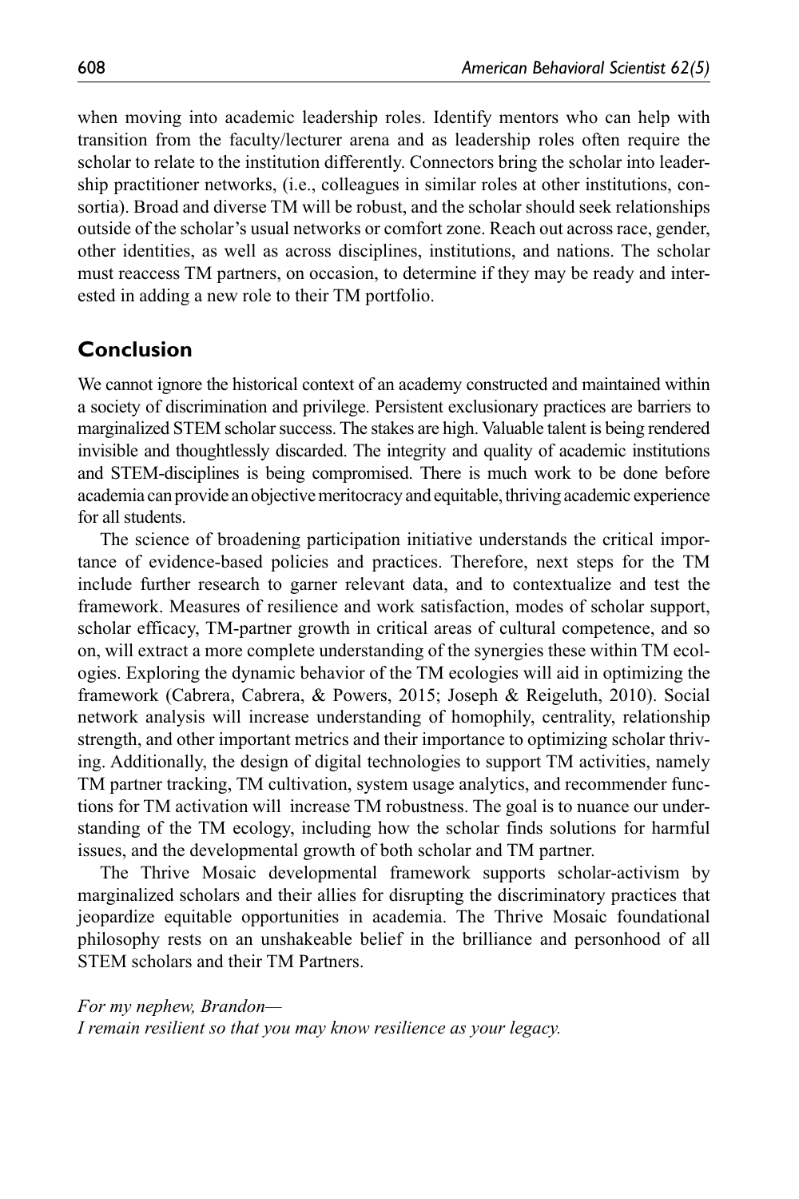when moving into academic leadership roles. Identify mentors who can help with transition from the faculty/lecturer arena and as leadership roles often require the scholar to relate to the institution differently. Connectors bring the scholar into leadership practitioner networks, (i.e., colleagues in similar roles at other institutions, consortia). Broad and diverse TM will be robust, and the scholar should seek relationships outside of the scholar's usual networks or comfort zone. Reach out across race, gender, other identities, as well as across disciplines, institutions, and nations. The scholar must reaccess TM partners, on occasion, to determine if they may be ready and interested in adding a new role to their TM portfolio.

## Conclusion

We cannot ignore the historical context of an academy constructed and maintained within a society of discrimination and privilege. Persistent exclusionary practices are barriers to marginalized STEM scholar success. The stakes are high. Valuable talent is being rendered invisible and thoughtlessly discarded. The integrity and quality of academic institutions and STEM-disciplines is being compromised. There is much work to be done before academia can provide an objective meritocracy and equitable, thriving academic experience for all students.

The science of broadening participation initiative understands the critical importance of evidence-based policies and practices. Therefore, next steps for the TM include further research to garner relevant data, and to contextualize and test the framework. Measures of resilience and work satisfaction, modes of scholar support, scholar efficacy, TM-partner growth in critical areas of cultural competence, and so on, will extract a more complete understanding of the synergies these within TM ecologies. Exploring the dynamic behavior of the TM ecologies will aid in optimizing the framework (Cabrera, Cabrera, & Powers, 2015; Joseph & Reigeluth, 2010). Social network analysis will increase understanding of homophily, centrality, relationship strength, and other important metrics and their importance to optimizing scholar thriving. Additionally, the design of digital technologies to support TM activities, namely TM partner tracking, TM cultivation, system usage analytics, and recommender functions for TM activation will increase TM robustness. The goal is to nuance our understanding of the TM ecology, including how the scholar finds solutions for harmful issues, and the developmental growth of both scholar and TM partner.

The Thrive Mosaic developmental framework supports scholar-activism by marginalized scholars and their allies for disrupting the discriminatory practices that jeopardize equitable opportunities in academia. The Thrive Mosaic foundational philosophy rests on an unshakeable belief in the brilliance and personhood of all STEM scholars and their TM Partners.

*For my nephew, Brandon—*
*I remain resilient so that you may know resilience as your legacy.*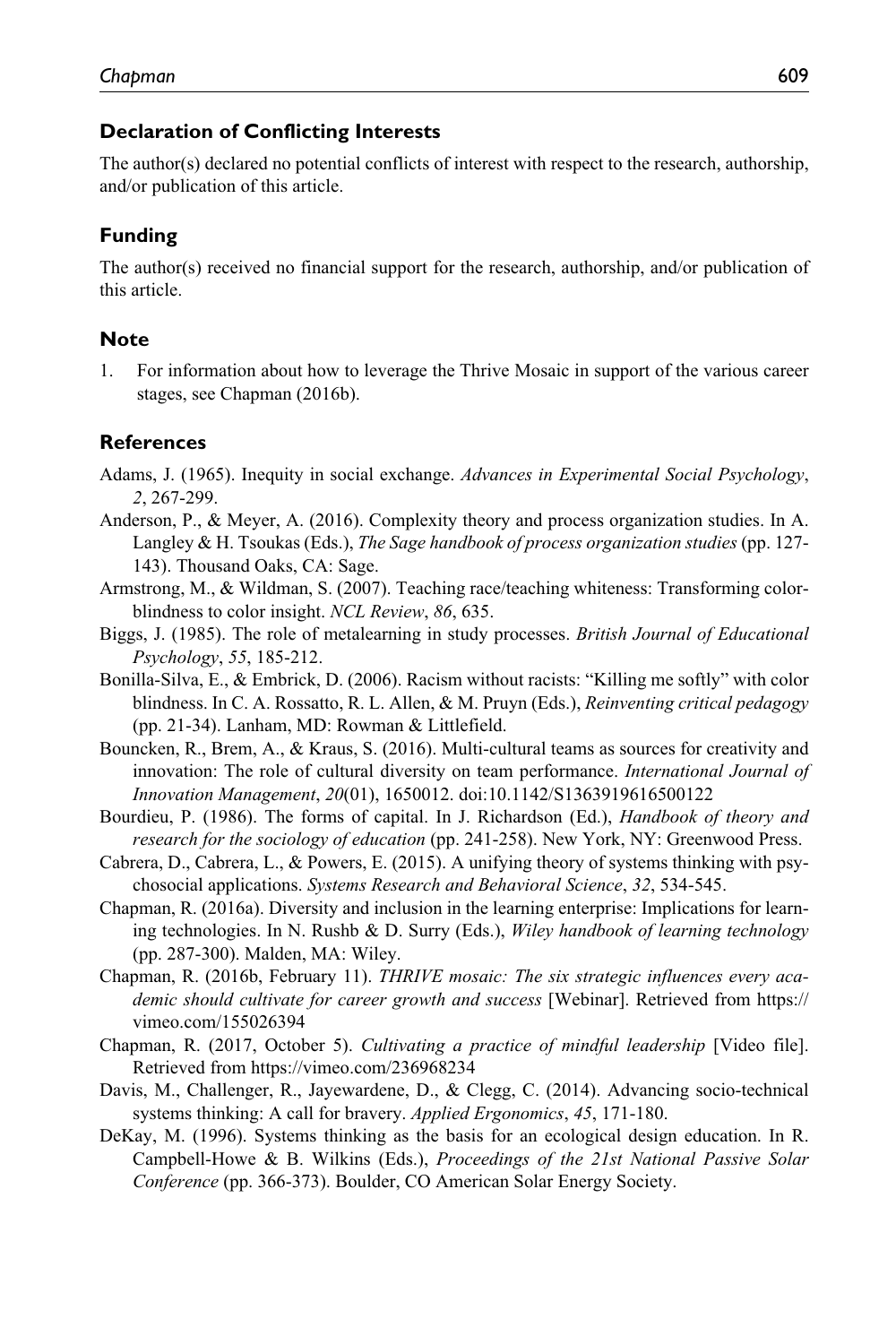### Declaration of Conflicting Interests

The author(s) declared no potential conflicts of interest with respect to the research, authorship, and/or publication of this article.

### Funding

The author(s) received no financial support for the research, authorship, and/or publication of this article.

### Note

1. For information about how to leverage the Thrive Mosaic in support of the various career stages, see Chapman (2016b).

### References

Adams, J. (1965). Inequity in social exchange. *Advances in Experimental Social Psychology*, *2*, 267-299.

Anderson, P., & Meyer, A. (2016). Complexity theory and process organization studies. In A. Langley & H. Tsoukas (Eds.), *The Sage handbook of process organization studies* (pp. 127-143). Thousand Oaks, CA: Sage.

Armstrong, M., & Wildman, S. (2007). Teaching race/teaching whiteness: Transforming color-blindness to color insight. *NCL Review*, *86*, 635.

Biggs, J. (1985). The role of metalearning in study processes. *British Journal of Educational Psychology*, *55*, 185-212.

Bonilla-Silva, E., & Embrick, D. (2006). Racism without racists: "Killing me softly" with color blindness. In C. A. Rossatto, R. L. Allen, & M. Pruyn (Eds.), *Reinventing critical pedagogy* (pp. 21-34). Lanham, MD: Rowman & Littlefield.

Bouncken, R., Brem, A., & Kraus, S. (2016). Multi-cultural teams as sources for creativity and innovation: The role of cultural diversity on team performance. *International Journal of Innovation Management*, *20*(01), 1650012. doi:10.1142/S1363919616500122

Bourdieu, P. (1986). The forms of capital. In J. Richardson (Ed.), *Handbook of theory and research for the sociology of education* (pp. 241-258). New York, NY: Greenwood Press.

Cabrera, D., Cabrera, L., & Powers, E. (2015). A unifying theory of systems thinking with psychosocial applications. *Systems Research and Behavioral Science*, *32*, 534-545.

Chapman, R. (2016a). Diversity and inclusion in the learning enterprise: Implications for learning technologies. In N. Rushb & D. Surry (Eds.), *Wiley handbook of learning technology* (pp. 287-300). Malden, MA: Wiley.

Chapman, R. (2016b, February 11). *THRIVE mosaic: The six strategic influences every academic should cultivate for career growth and success* [Webinar]. Retrieved from https://vimeo.com/155026394

Chapman, R. (2017, October 5). *Cultivating a practice of mindful leadership* [Video file]. Retrieved from https://vimeo.com/236968234

Davis, M., Challenger, R., Jayewardene, D., & Clegg, C. (2014). Advancing socio-technical systems thinking: A call for bravery. *Applied Ergonomics*, *45*, 171-180.

DeKay, M. (1996). Systems thinking as the basis for an ecological design education. In R. Campbell-Howe & B. Wilkins (Eds.), *Proceedings of the 21st National Passive Solar Conference* (pp. 366-373). Boulder, CO American Solar Energy Society.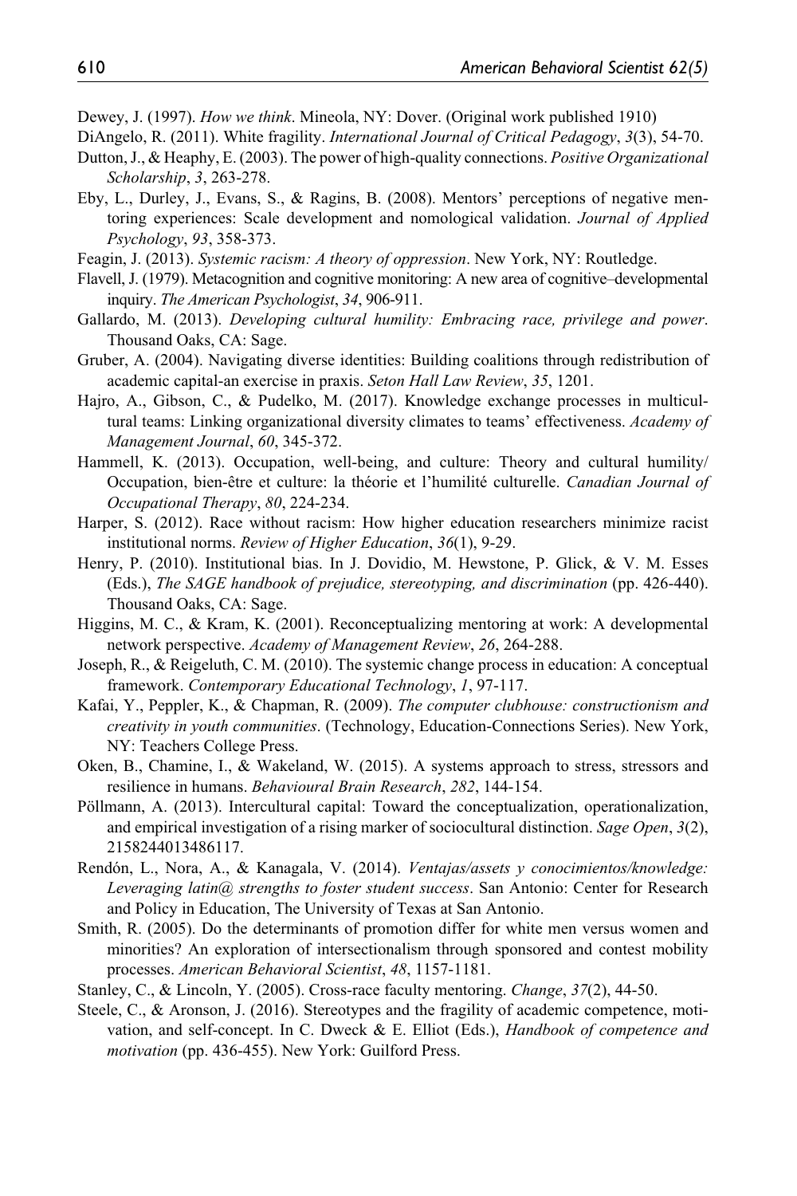Dewey, J. (1997). *How we think*. Mineola, NY: Dover. (Original work published 1910)

DiAngelo, R. (2011). White fragility. *International Journal of Critical Pedagogy*, *3*(3), 54-70.

Dutton, J., & Heaphy, E. (2003). The power of high-quality connections. *Positive Organizational Scholarship*, *3*, 263-278.

Eby, L., Durley, J., Evans, S., & Ragins, B. (2008). Mentors' perceptions of negative mentoring experiences: Scale development and nomological validation. *Journal of Applied Psychology*, *93*, 358-373.

Feagin, J. (2013). *Systemic racism: A theory of oppression*. New York, NY: Routledge.

Flavell, J. (1979). Metacognition and cognitive monitoring: A new area of cognitive–developmental inquiry. *The American Psychologist*, *34*, 906-911.

Gallardo, M. (2013). *Developing cultural humility: Embracing race, privilege and power*. Thousand Oaks, CA: Sage.

Gruber, A. (2004). Navigating diverse identities: Building coalitions through redistribution of academic capital-an exercise in praxis. *Seton Hall Law Review*, *35*, 1201.

Hajro, A., Gibson, C., & Pudelko, M. (2017). Knowledge exchange processes in multicultural teams: Linking organizational diversity climates to teams' effectiveness. *Academy of Management Journal*, *60*, 345-372.

Hammell, K. (2013). Occupation, well-being, and culture: Theory and cultural humility/ Occupation, bien-être et culture: la théorie et l'humilité culturelle. *Canadian Journal of Occupational Therapy*, *80*, 224-234.

Harper, S. (2012). Race without racism: How higher education researchers minimize racist institutional norms. *Review of Higher Education*, *36*(1), 9-29.

Henry, P. (2010). Institutional bias. In J. Dovidio, M. Hewstone, P. Glick, & V. M. Esses (Eds.), *The SAGE handbook of prejudice, stereotyping, and discrimination* (pp. 426-440). Thousand Oaks, CA: Sage.

Higgins, M. C., & Kram, K. (2001). Reconceptualizing mentoring at work: A developmental network perspective. *Academy of Management Review*, *26*, 264-288.

Joseph, R., & Reigeluth, C. M. (2010). The systemic change process in education: A conceptual framework. *Contemporary Educational Technology*, *1*, 97-117.

Kafai, Y., Peppler, K., & Chapman, R. (2009). *The computer clubhouse: constructionism and creativity in youth communities*. (Technology, Education-Connections Series). New York, NY: Teachers College Press.

Oken, B., Chamine, I., & Wakeland, W. (2015). A systems approach to stress, stressors and resilience in humans. *Behavioural Brain Research*, *282*, 144-154.

Pöllmann, A. (2013). Intercultural capital: Toward the conceptualization, operationalization, and empirical investigation of a rising marker of sociocultural distinction. *Sage Open*, *3*(2), 2158244013486117.

Rendón, L., Nora, A., & Kanagala, V. (2014). *Ventajas/assets y conocimientos/knowledge: Leveraging latin@ strengths to foster student success*. San Antonio: Center for Research and Policy in Education, The University of Texas at San Antonio.

Smith, R. (2005). Do the determinants of promotion differ for white men versus women and minorities? An exploration of intersectionalism through sponsored and contest mobility processes. *American Behavioral Scientist*, *48*, 1157-1181.

Stanley, C., & Lincoln, Y. (2005). Cross-race faculty mentoring. *Change*, *37*(2), 44-50.

Steele, C., & Aronson, J. (2016). Stereotypes and the fragility of academic competence, motivation, and self-concept. In C. Dweck & E. Elliot (Eds.), *Handbook of competence and motivation* (pp. 436-455). New York: Guilford Press.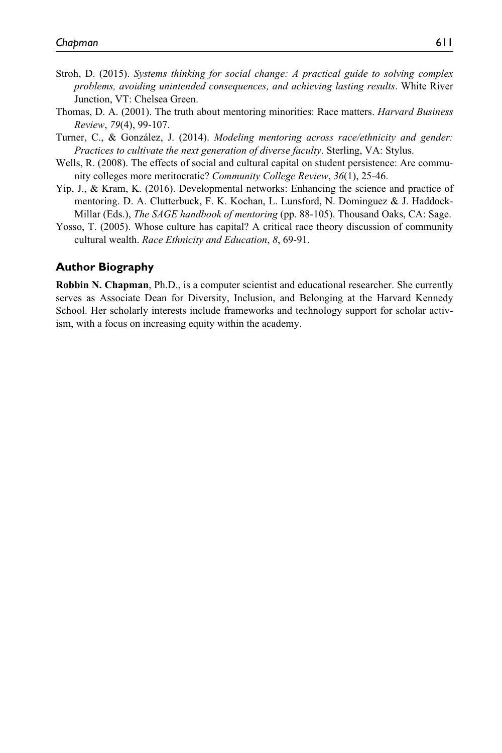Stroh, D. (2015). *Systems thinking for social change: A practical guide to solving complex problems, avoiding unintended consequences, and achieving lasting results*. White River Junction, VT: Chelsea Green.

Thomas, D. A. (2001). The truth about mentoring minorities: Race matters. *Harvard Business Review*, *79*(4), 99-107.

Turner, C., & González, J. (2014). *Modeling mentoring across race/ethnicity and gender: Practices to cultivate the next generation of diverse faculty*. Sterling, VA: Stylus.

Wells, R. (2008). The effects of social and cultural capital on student persistence: Are community colleges more meritocratic? *Community College Review*, *36*(1), 25-46.

Yip, J., & Kram, K. (2016). Developmental networks: Enhancing the science and practice of mentoring. D. A. Clutterbuck, F. K. Kochan, L. Lunsford, N. Dominguez & J. Haddock-Millar (Eds.), *The SAGE handbook of mentoring* (pp. 88-105). Thousand Oaks, CA: Sage.

Yosso, T. (2005). Whose culture has capital? A critical race theory discussion of community cultural wealth. *Race Ethnicity and Education*, *8*, 69-91.

## Author Biography

**Robbin N. Chapman**, Ph.D., is a computer scientist and educational researcher. She currently serves as Associate Dean for Diversity, Inclusion, and Belonging at the Harvard Kennedy School. Her scholarly interests include frameworks and technology support for scholar activism, with a focus on increasing equity within the academy.